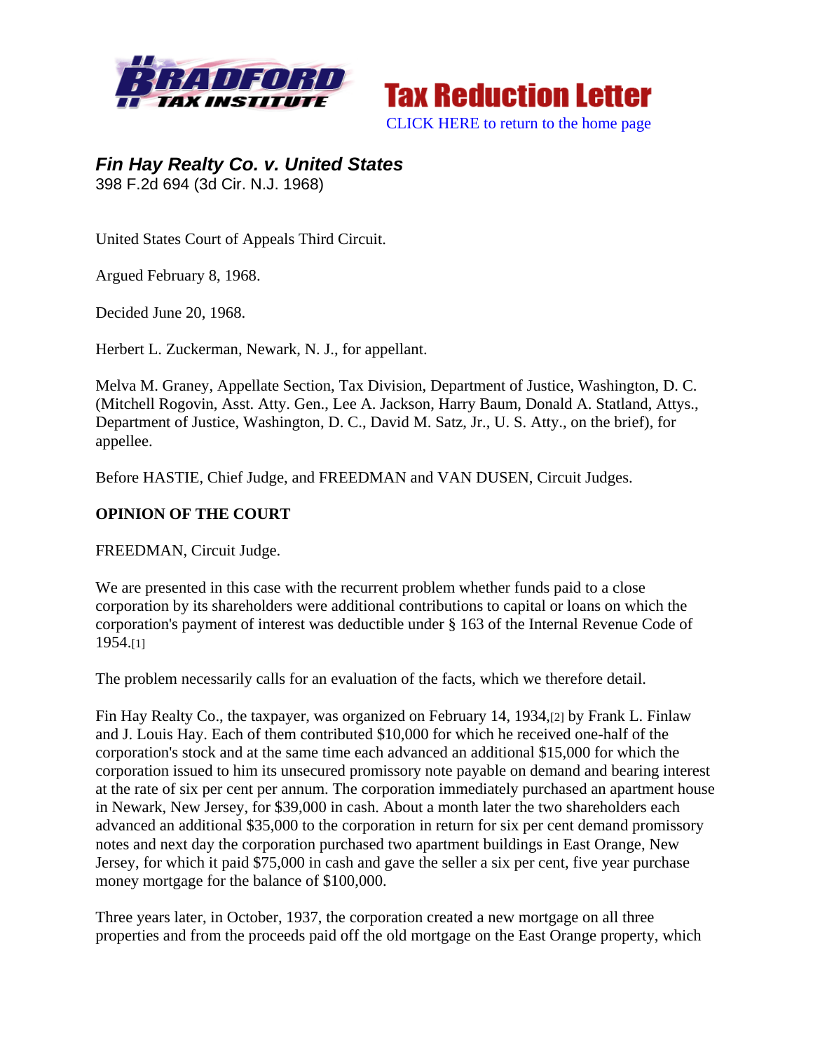Bradford Tax Institute — Tax Reduction Letter

CLICK HERE to return to the home page

## *Fin Hay Realty Co. v. United States*

398 F.2d 694 (3d Cir. N.J. 1968)

United States Court of Appeals Third Circuit.

Argued February 8, 1968.

Decided June 20, 1968.

Herbert L. Zuckerman, Newark, N. J., for appellant.

Melva M. Graney, Appellate Section, Tax Division, Department of Justice, Washington, D. C. (Mitchell Rogovin, Asst. Atty. Gen., Lee A. Jackson, Harry Baum, Donald A. Statland, Attys., Department of Justice, Washington, D. C., David M. Satz, Jr., U. S. Atty., on the brief), for appellee.

Before HASTIE, Chief Judge, and FREEDMAN and VAN DUSEN, Circuit Judges.

**OPINION OF THE COURT**

FREEDMAN, Circuit Judge.

We are presented in this case with the recurrent problem whether funds paid to a close corporation by its shareholders were additional contributions to capital or loans on which the corporation's payment of interest was deductible under § 163 of the Internal Revenue Code of 1954.[1]

The problem necessarily calls for an evaluation of the facts, which we therefore detail.

Fin Hay Realty Co., the taxpayer, was organized on February 14, 1934,[2] by Frank L. Finlaw and J. Louis Hay. Each of them contributed $10,000 for which he received one-half of the corporation's stock and at the same time each advanced an additional $15,000 for which the corporation issued to him its unsecured promissory note payable on demand and bearing interest at the rate of six per cent per annum. The corporation immediately purchased an apartment house in Newark, New Jersey, for $39,000 in cash. About a month later the two shareholders each advanced an additional $35,000 to the corporation in return for six per cent demand promissory notes and next day the corporation purchased two apartment buildings in East Orange, New Jersey, for which it paid $75,000 in cash and gave the seller a six per cent, five year purchase money mortgage for the balance of $100,000.

Three years later, in October, 1937, the corporation created a new mortgage on all three properties and from the proceeds paid off the old mortgage on the East Orange property, which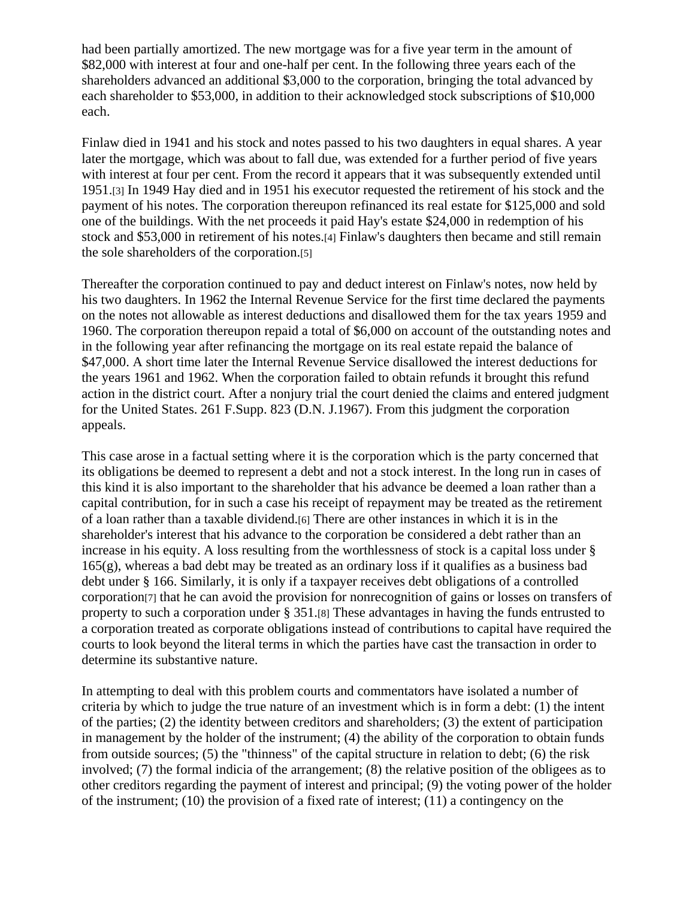had been partially amortized. The new mortgage was for a five year term in the amount of $82,000 with interest at four and one-half per cent. In the following three years each of the shareholders advanced an additional $3,000 to the corporation, bringing the total advanced by each shareholder to $53,000, in addition to their acknowledged stock subscriptions of $10,000 each.

Finlaw died in 1941 and his stock and notes passed to his two daughters in equal shares. A year later the mortgage, which was about to fall due, was extended for a further period of five years with interest at four per cent. From the record it appears that it was subsequently extended until 1951.[3] In 1949 Hay died and in 1951 his executor requested the retirement of his stock and the payment of his notes. The corporation thereupon refinanced its real estate for $125,000 and sold one of the buildings. With the net proceeds it paid Hay's estate $24,000 in redemption of his stock and $53,000 in retirement of his notes.[4] Finlaw's daughters then became and still remain the sole shareholders of the corporation.[5]

Thereafter the corporation continued to pay and deduct interest on Finlaw's notes, now held by his two daughters. In 1962 the Internal Revenue Service for the first time declared the payments on the notes not allowable as interest deductions and disallowed them for the tax years 1959 and 1960. The corporation thereupon repaid a total of $6,000 on account of the outstanding notes and in the following year after refinancing the mortgage on its real estate repaid the balance of $47,000. A short time later the Internal Revenue Service disallowed the interest deductions for the years 1961 and 1962. When the corporation failed to obtain refunds it brought this refund action in the district court. After a nonjury trial the court denied the claims and entered judgment for the United States. 261 F.Supp. 823 (D.N. J.1967). From this judgment the corporation appeals.

This case arose in a factual setting where it is the corporation which is the party concerned that its obligations be deemed to represent a debt and not a stock interest. In the long run in cases of this kind it is also important to the shareholder that his advance be deemed a loan rather than a capital contribution, for in such a case his receipt of repayment may be treated as the retirement of a loan rather than a taxable dividend.[6] There are other instances in which it is in the shareholder's interest that his advance to the corporation be considered a debt rather than an increase in his equity. A loss resulting from the worthlessness of stock is a capital loss under § 165(g), whereas a bad debt may be treated as an ordinary loss if it qualifies as a business bad debt under § 166. Similarly, it is only if a taxpayer receives debt obligations of a controlled corporation[7] that he can avoid the provision for nonrecognition of gains or losses on transfers of property to such a corporation under § 351.[8] These advantages in having the funds entrusted to a corporation treated as corporate obligations instead of contributions to capital have required the courts to look beyond the literal terms in which the parties have cast the transaction in order to determine its substantive nature.

In attempting to deal with this problem courts and commentators have isolated a number of criteria by which to judge the true nature of an investment which is in form a debt: (1) the intent of the parties; (2) the identity between creditors and shareholders; (3) the extent of participation in management by the holder of the instrument; (4) the ability of the corporation to obtain funds from outside sources; (5) the "thinness" of the capital structure in relation to debt; (6) the risk involved; (7) the formal indicia of the arrangement; (8) the relative position of the obligees as to other creditors regarding the payment of interest and principal; (9) the voting power of the holder of the instrument; (10) the provision of a fixed rate of interest; (11) a contingency on the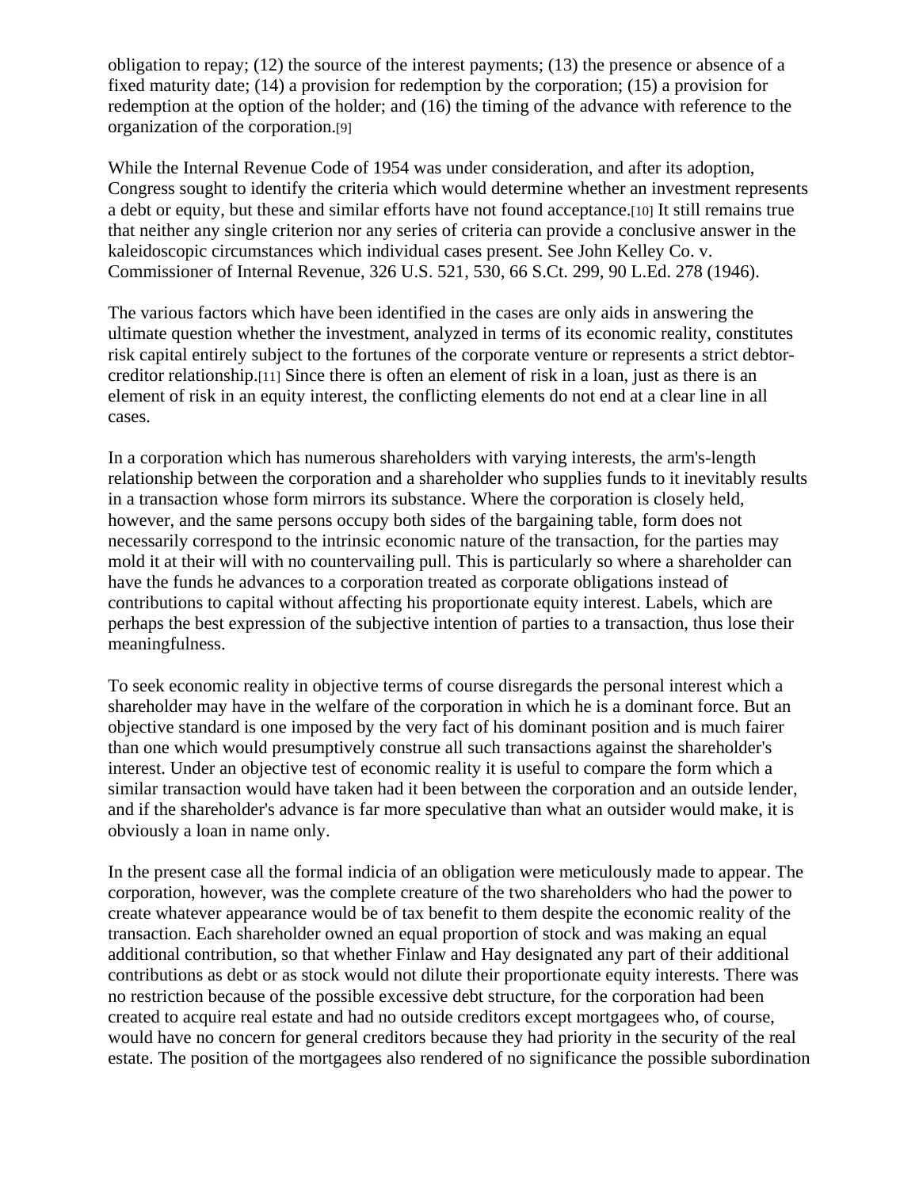obligation to repay; (12) the source of the interest payments; (13) the presence or absence of a fixed maturity date; (14) a provision for redemption by the corporation; (15) a provision for redemption at the option of the holder; and (16) the timing of the advance with reference to the organization of the corporation.[9]

While the Internal Revenue Code of 1954 was under consideration, and after its adoption, Congress sought to identify the criteria which would determine whether an investment represents a debt or equity, but these and similar efforts have not found acceptance.[10] It still remains true that neither any single criterion nor any series of criteria can provide a conclusive answer in the kaleidoscopic circumstances which individual cases present. See John Kelley Co. v. Commissioner of Internal Revenue, 326 U.S. 521, 530, 66 S.Ct. 299, 90 L.Ed. 278 (1946).

The various factors which have been identified in the cases are only aids in answering the ultimate question whether the investment, analyzed in terms of its economic reality, constitutes risk capital entirely subject to the fortunes of the corporate venture or represents a strict debtor-creditor relationship.[11] Since there is often an element of risk in a loan, just as there is an element of risk in an equity interest, the conflicting elements do not end at a clear line in all cases.

In a corporation which has numerous shareholders with varying interests, the arm's-length relationship between the corporation and a shareholder who supplies funds to it inevitably results in a transaction whose form mirrors its substance. Where the corporation is closely held, however, and the same persons occupy both sides of the bargaining table, form does not necessarily correspond to the intrinsic economic nature of the transaction, for the parties may mold it at their will with no countervailing pull. This is particularly so where a shareholder can have the funds he advances to a corporation treated as corporate obligations instead of contributions to capital without affecting his proportionate equity interest. Labels, which are perhaps the best expression of the subjective intention of parties to a transaction, thus lose their meaningfulness.

To seek economic reality in objective terms of course disregards the personal interest which a shareholder may have in the welfare of the corporation in which he is a dominant force. But an objective standard is one imposed by the very fact of his dominant position and is much fairer than one which would presumptively construe all such transactions against the shareholder's interest. Under an objective test of economic reality it is useful to compare the form which a similar transaction would have taken had it been between the corporation and an outside lender, and if the shareholder's advance is far more speculative than what an outsider would make, it is obviously a loan in name only.

In the present case all the formal indicia of an obligation were meticulously made to appear. The corporation, however, was the complete creature of the two shareholders who had the power to create whatever appearance would be of tax benefit to them despite the economic reality of the transaction. Each shareholder owned an equal proportion of stock and was making an equal additional contribution, so that whether Finlaw and Hay designated any part of their additional contributions as debt or as stock would not dilute their proportionate equity interests. There was no restriction because of the possible excessive debt structure, for the corporation had been created to acquire real estate and had no outside creditors except mortgagees who, of course, would have no concern for general creditors because they had priority in the security of the real estate. The position of the mortgagees also rendered of no significance the possible subordination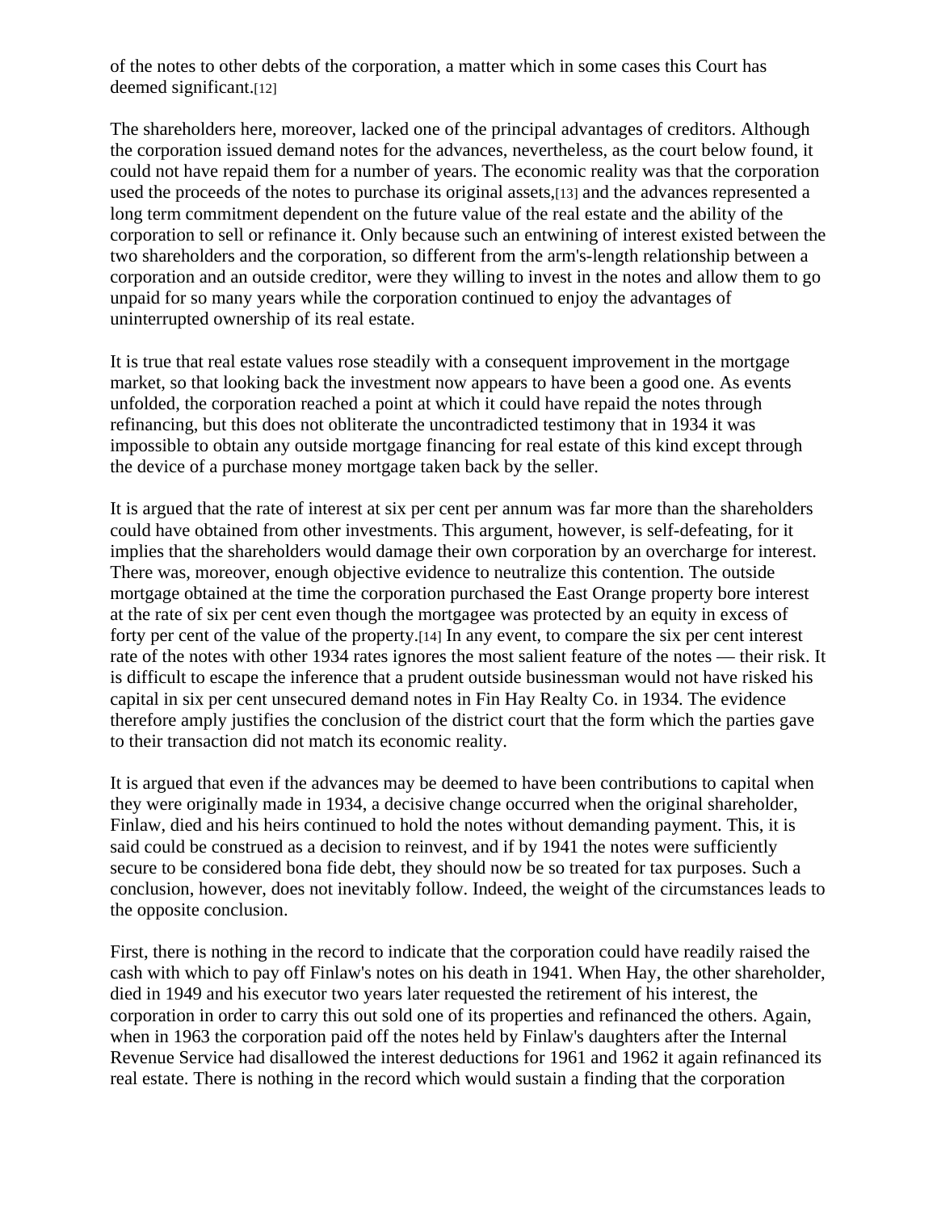of the notes to other debts of the corporation, a matter which in some cases this Court has deemed significant.[12]

The shareholders here, moreover, lacked one of the principal advantages of creditors. Although the corporation issued demand notes for the advances, nevertheless, as the court below found, it could not have repaid them for a number of years. The economic reality was that the corporation used the proceeds of the notes to purchase its original assets,[13] and the advances represented a long term commitment dependent on the future value of the real estate and the ability of the corporation to sell or refinance it. Only because such an entwining of interest existed between the two shareholders and the corporation, so different from the arm's-length relationship between a corporation and an outside creditor, were they willing to invest in the notes and allow them to go unpaid for so many years while the corporation continued to enjoy the advantages of uninterrupted ownership of its real estate.

It is true that real estate values rose steadily with a consequent improvement in the mortgage market, so that looking back the investment now appears to have been a good one. As events unfolded, the corporation reached a point at which it could have repaid the notes through refinancing, but this does not obliterate the uncontradicted testimony that in 1934 it was impossible to obtain any outside mortgage financing for real estate of this kind except through the device of a purchase money mortgage taken back by the seller.

It is argued that the rate of interest at six per cent per annum was far more than the shareholders could have obtained from other investments. This argument, however, is self-defeating, for it implies that the shareholders would damage their own corporation by an overcharge for interest. There was, moreover, enough objective evidence to neutralize this contention. The outside mortgage obtained at the time the corporation purchased the East Orange property bore interest at the rate of six per cent even though the mortgagee was protected by an equity in excess of forty per cent of the value of the property.[14] In any event, to compare the six per cent interest rate of the notes with other 1934 rates ignores the most salient feature of the notes — their risk. It is difficult to escape the inference that a prudent outside businessman would not have risked his capital in six per cent unsecured demand notes in Fin Hay Realty Co. in 1934. The evidence therefore amply justifies the conclusion of the district court that the form which the parties gave to their transaction did not match its economic reality.

It is argued that even if the advances may be deemed to have been contributions to capital when they were originally made in 1934, a decisive change occurred when the original shareholder, Finlaw, died and his heirs continued to hold the notes without demanding payment. This, it is said could be construed as a decision to reinvest, and if by 1941 the notes were sufficiently secure to be considered bona fide debt, they should now be so treated for tax purposes. Such a conclusion, however, does not inevitably follow. Indeed, the weight of the circumstances leads to the opposite conclusion.

First, there is nothing in the record to indicate that the corporation could have readily raised the cash with which to pay off Finlaw's notes on his death in 1941. When Hay, the other shareholder, died in 1949 and his executor two years later requested the retirement of his interest, the corporation in order to carry this out sold one of its properties and refinanced the others. Again, when in 1963 the corporation paid off the notes held by Finlaw's daughters after the Internal Revenue Service had disallowed the interest deductions for 1961 and 1962 it again refinanced its real estate. There is nothing in the record which would sustain a finding that the corporation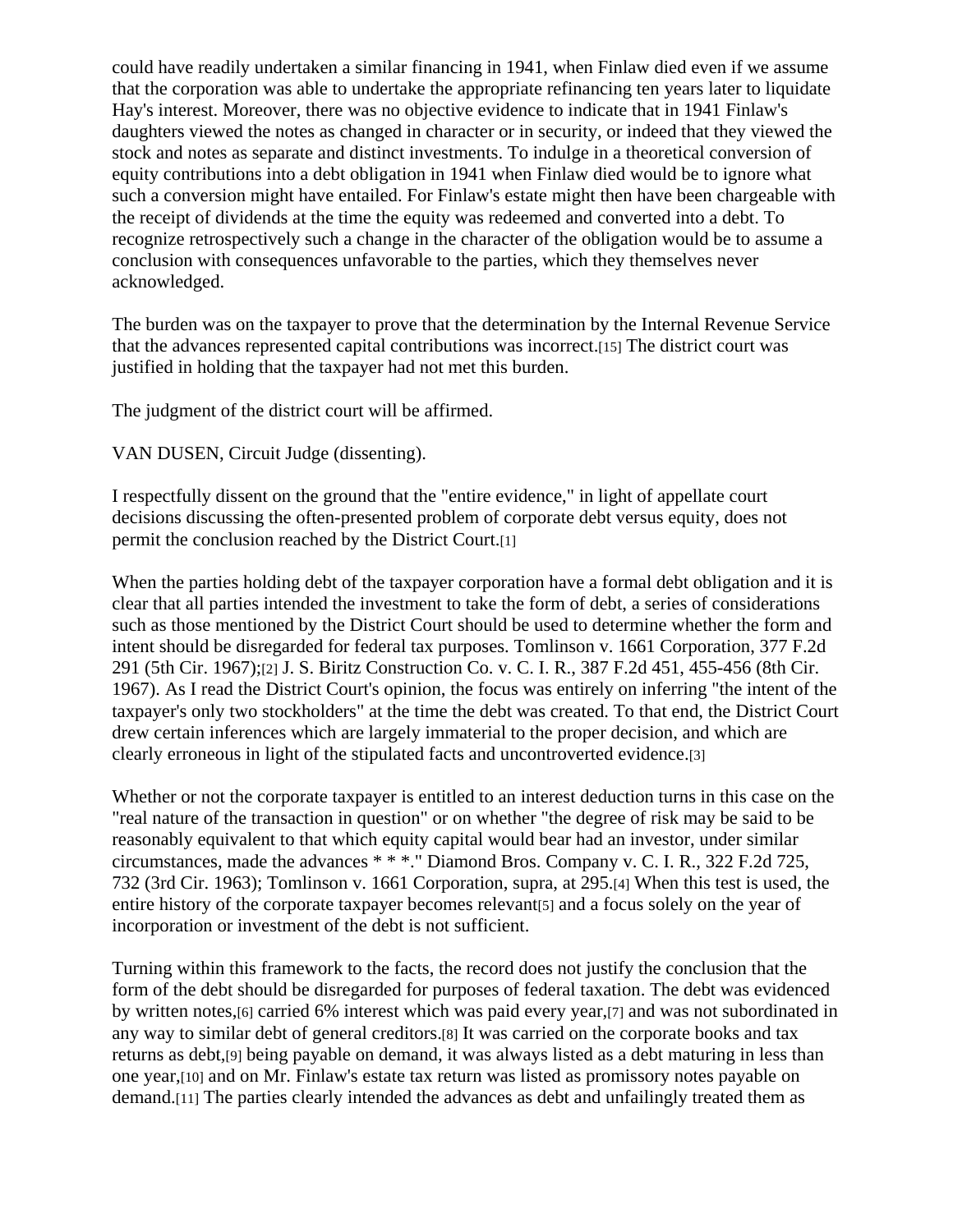could have readily undertaken a similar financing in 1941, when Finlaw died even if we assume that the corporation was able to undertake the appropriate refinancing ten years later to liquidate Hay's interest. Moreover, there was no objective evidence to indicate that in 1941 Finlaw's daughters viewed the notes as changed in character or in security, or indeed that they viewed the stock and notes as separate and distinct investments. To indulge in a theoretical conversion of equity contributions into a debt obligation in 1941 when Finlaw died would be to ignore what such a conversion might have entailed. For Finlaw's estate might then have been chargeable with the receipt of dividends at the time the equity was redeemed and converted into a debt. To recognize retrospectively such a change in the character of the obligation would be to assume a conclusion with consequences unfavorable to the parties, which they themselves never acknowledged.

The burden was on the taxpayer to prove that the determination by the Internal Revenue Service that the advances represented capital contributions was incorrect.[15] The district court was justified in holding that the taxpayer had not met this burden.

The judgment of the district court will be affirmed.

VAN DUSEN, Circuit Judge (dissenting).

I respectfully dissent on the ground that the "entire evidence," in light of appellate court decisions discussing the often-presented problem of corporate debt versus equity, does not permit the conclusion reached by the District Court.[1]

When the parties holding debt of the taxpayer corporation have a formal debt obligation and it is clear that all parties intended the investment to take the form of debt, a series of considerations such as those mentioned by the District Court should be used to determine whether the form and intent should be disregarded for federal tax purposes. Tomlinson v. 1661 Corporation, 377 F.2d 291 (5th Cir. 1967);[2] J. S. Biritz Construction Co. v. C. I. R., 387 F.2d 451, 455-456 (8th Cir. 1967). As I read the District Court's opinion, the focus was entirely on inferring "the intent of the taxpayer's only two stockholders" at the time the debt was created. To that end, the District Court drew certain inferences which are largely immaterial to the proper decision, and which are clearly erroneous in light of the stipulated facts and uncontroverted evidence.[3]

Whether or not the corporate taxpayer is entitled to an interest deduction turns in this case on the "real nature of the transaction in question" or on whether "the degree of risk may be said to be reasonably equivalent to that which equity capital would bear had an investor, under similar circumstances, made the advances * * *." Diamond Bros. Company v. C. I. R., 322 F.2d 725, 732 (3rd Cir. 1963); Tomlinson v. 1661 Corporation, supra, at 295.[4] When this test is used, the entire history of the corporate taxpayer becomes relevant[5] and a focus solely on the year of incorporation or investment of the debt is not sufficient.

Turning within this framework to the facts, the record does not justify the conclusion that the form of the debt should be disregarded for purposes of federal taxation. The debt was evidenced by written notes,[6] carried 6% interest which was paid every year,[7] and was not subordinated in any way to similar debt of general creditors.[8] It was carried on the corporate books and tax returns as debt,[9] being payable on demand, it was always listed as a debt maturing in less than one year,[10] and on Mr. Finlaw's estate tax return was listed as promissory notes payable on demand.[11] The parties clearly intended the advances as debt and unfailingly treated them as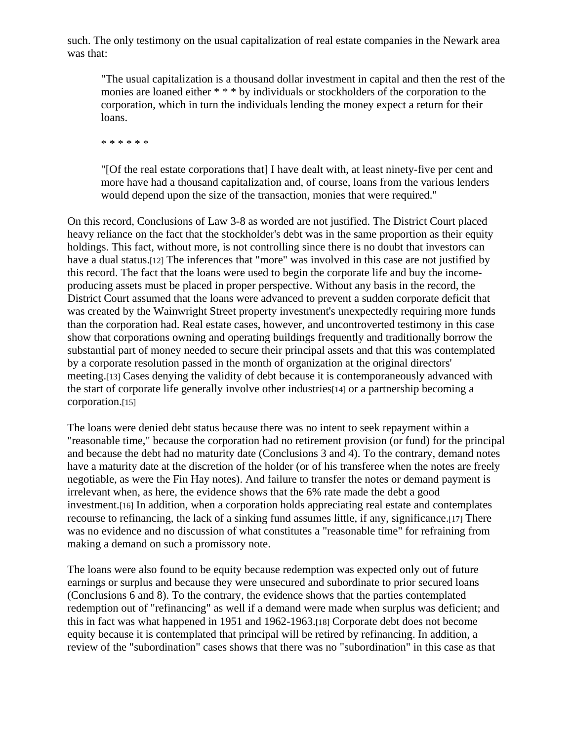such. The only testimony on the usual capitalization of real estate companies in the Newark area was that:

> "The usual capitalization is a thousand dollar investment in capital and then the rest of the monies are loaned either * * * by individuals or stockholders of the corporation to the corporation, which in turn the individuals lending the money expect a return for their loans.
>
> * * * * * *
>
> "[Of the real estate corporations that] I have dealt with, at least ninety-five per cent and more have had a thousand capitalization and, of course, loans from the various lenders would depend upon the size of the transaction, monies that were required."

On this record, Conclusions of Law 3-8 as worded are not justified. The District Court placed heavy reliance on the fact that the stockholder's debt was in the same proportion as their equity holdings. This fact, without more, is not controlling since there is no doubt that investors can have a dual status.[12] The inferences that "more" was involved in this case are not justified by this record. The fact that the loans were used to begin the corporate life and buy the income-producing assets must be placed in proper perspective. Without any basis in the record, the District Court assumed that the loans were advanced to prevent a sudden corporate deficit that was created by the Wainwright Street property investment's unexpectedly requiring more funds than the corporation had. Real estate cases, however, and uncontroverted testimony in this case show that corporations owning and operating buildings frequently and traditionally borrow the substantial part of money needed to secure their principal assets and that this was contemplated by a corporate resolution passed in the month of organization at the original directors' meeting.[13] Cases denying the validity of debt because it is contemporaneously advanced with the start of corporate life generally involve other industries[14] or a partnership becoming a corporation.[15]

The loans were denied debt status because there was no intent to seek repayment within a "reasonable time," because the corporation had no retirement provision (or fund) for the principal and because the debt had no maturity date (Conclusions 3 and 4). To the contrary, demand notes have a maturity date at the discretion of the holder (or of his transferee when the notes are freely negotiable, as were the Fin Hay notes). And failure to transfer the notes or demand payment is irrelevant when, as here, the evidence shows that the 6% rate made the debt a good investment.[16] In addition, when a corporation holds appreciating real estate and contemplates recourse to refinancing, the lack of a sinking fund assumes little, if any, significance.[17] There was no evidence and no discussion of what constitutes a "reasonable time" for refraining from making a demand on such a promissory note.

The loans were also found to be equity because redemption was expected only out of future earnings or surplus and because they were unsecured and subordinate to prior secured loans (Conclusions 6 and 8). To the contrary, the evidence shows that the parties contemplated redemption out of "refinancing" as well if a demand were made when surplus was deficient; and this in fact was what happened in 1951 and 1962-1963.[18] Corporate debt does not become equity because it is contemplated that principal will be retired by refinancing. In addition, a review of the "subordination" cases shows that there was no "subordination" in this case as that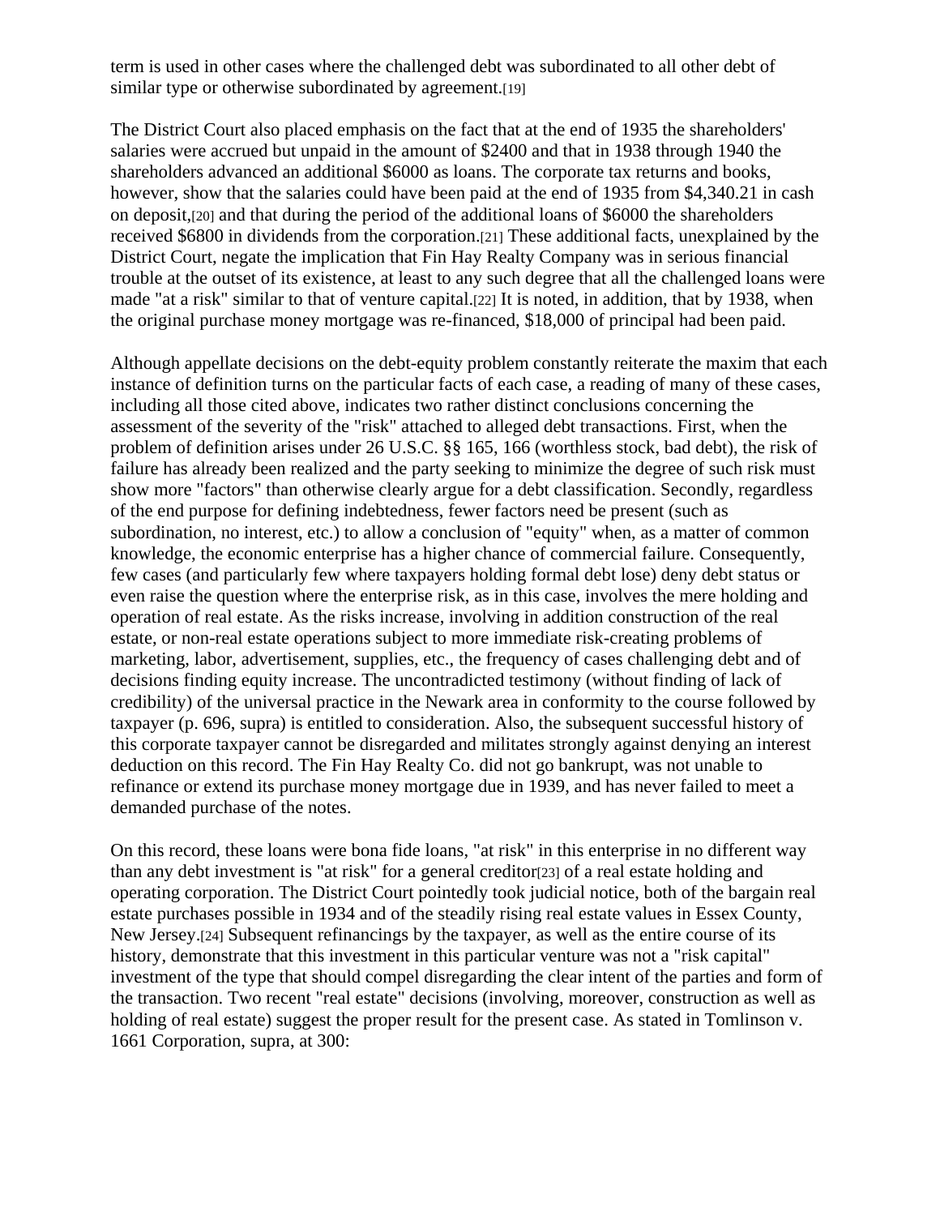term is used in other cases where the challenged debt was subordinated to all other debt of similar type or otherwise subordinated by agreement.[19]

The District Court also placed emphasis on the fact that at the end of 1935 the shareholders' salaries were accrued but unpaid in the amount of $2400 and that in 1938 through 1940 the shareholders advanced an additional $6000 as loans. The corporate tax returns and books, however, show that the salaries could have been paid at the end of 1935 from $4,340.21 in cash on deposit,[20] and that during the period of the additional loans of $6000 the shareholders received $6800 in dividends from the corporation.[21] These additional facts, unexplained by the District Court, negate the implication that Fin Hay Realty Company was in serious financial trouble at the outset of its existence, at least to any such degree that all the challenged loans were made "at a risk" similar to that of venture capital.[22] It is noted, in addition, that by 1938, when the original purchase money mortgage was re-financed, $18,000 of principal had been paid.

Although appellate decisions on the debt-equity problem constantly reiterate the maxim that each instance of definition turns on the particular facts of each case, a reading of many of these cases, including all those cited above, indicates two rather distinct conclusions concerning the assessment of the severity of the "risk" attached to alleged debt transactions. First, when the problem of definition arises under 26 U.S.C. §§ 165, 166 (worthless stock, bad debt), the risk of failure has already been realized and the party seeking to minimize the degree of such risk must show more "factors" than otherwise clearly argue for a debt classification. Secondly, regardless of the end purpose for defining indebtedness, fewer factors need be present (such as subordination, no interest, etc.) to allow a conclusion of "equity" when, as a matter of common knowledge, the economic enterprise has a higher chance of commercial failure. Consequently, few cases (and particularly few where taxpayers holding formal debt lose) deny debt status or even raise the question where the enterprise risk, as in this case, involves the mere holding and operation of real estate. As the risks increase, involving in addition construction of the real estate, or non-real estate operations subject to more immediate risk-creating problems of marketing, labor, advertisement, supplies, etc., the frequency of cases challenging debt and of decisions finding equity increase. The uncontradicted testimony (without finding of lack of credibility) of the universal practice in the Newark area in conformity to the course followed by taxpayer (p. 696, supra) is entitled to consideration. Also, the subsequent successful history of this corporate taxpayer cannot be disregarded and militates strongly against denying an interest deduction on this record. The Fin Hay Realty Co. did not go bankrupt, was not unable to refinance or extend its purchase money mortgage due in 1939, and has never failed to meet a demanded purchase of the notes.

On this record, these loans were bona fide loans, "at risk" in this enterprise in no different way than any debt investment is "at risk" for a general creditor[23] of a real estate holding and operating corporation. The District Court pointedly took judicial notice, both of the bargain real estate purchases possible in 1934 and of the steadily rising real estate values in Essex County, New Jersey.[24] Subsequent refinancings by the taxpayer, as well as the entire course of its history, demonstrate that this investment in this particular venture was not a "risk capital" investment of the type that should compel disregarding the clear intent of the parties and form of the transaction. Two recent "real estate" decisions (involving, moreover, construction as well as holding of real estate) suggest the proper result for the present case. As stated in Tomlinson v. 1661 Corporation, supra, at 300: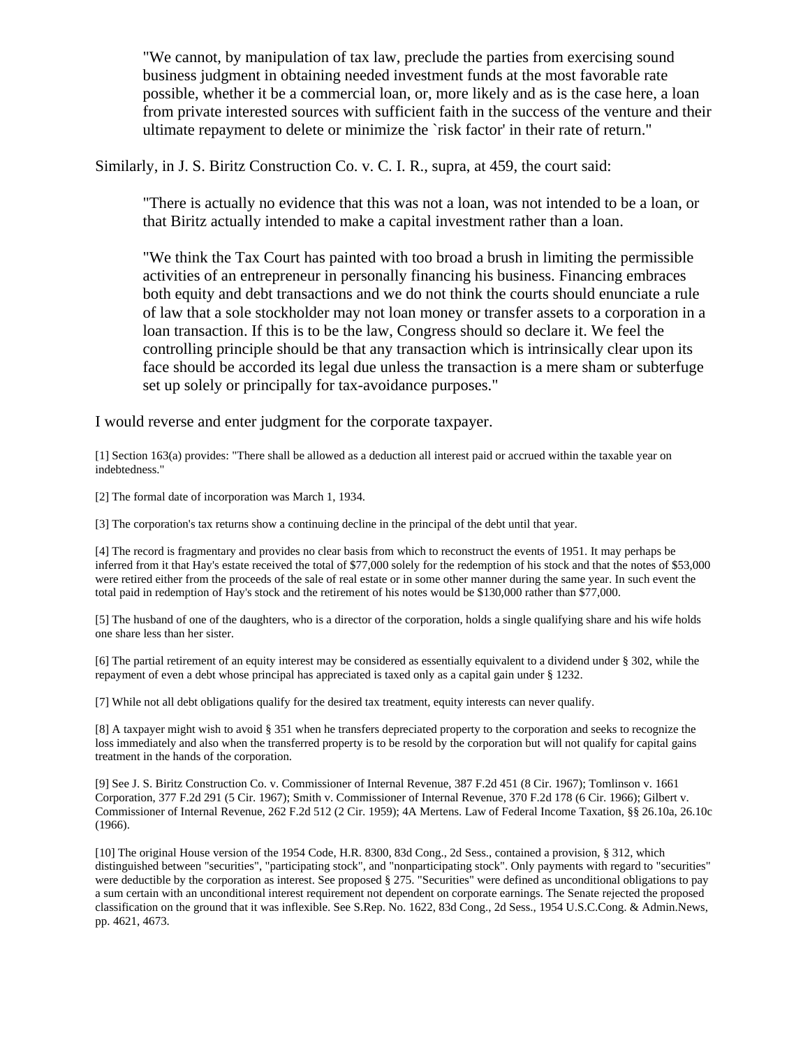> "We cannot, by manipulation of tax law, preclude the parties from exercising sound business judgment in obtaining needed investment funds at the most favorable rate possible, whether it be a commercial loan, or, more likely and as is the case here, a loan from private interested sources with sufficient faith in the success of the venture and their ultimate repayment to delete or minimize the `risk factor' in their rate of return."

Similarly, in J. S. Biritz Construction Co. v. C. I. R., supra, at 459, the court said:

> "There is actually no evidence that this was not a loan, was not intended to be a loan, or that Biritz actually intended to make a capital investment rather than a loan.
>
> "We think the Tax Court has painted with too broad a brush in limiting the permissible activities of an entrepreneur in personally financing his business. Financing embraces both equity and debt transactions and we do not think the courts should enunciate a rule of law that a sole stockholder may not loan money or transfer assets to a corporation in a loan transaction. If this is to be the law, Congress should so declare it. We feel the controlling principle should be that any transaction which is intrinsically clear upon its face should be accorded its legal due unless the transaction is a mere sham or subterfuge set up solely or principally for tax-avoidance purposes."

I would reverse and enter judgment for the corporate taxpayer.

[1] Section 163(a) provides: "There shall be allowed as a deduction all interest paid or accrued within the taxable year on indebtedness."

[2] The formal date of incorporation was March 1, 1934.

[3] The corporation's tax returns show a continuing decline in the principal of the debt until that year.

[4] The record is fragmentary and provides no clear basis from which to reconstruct the events of 1951. It may perhaps be inferred from it that Hay's estate received the total of $77,000 solely for the redemption of his stock and that the notes of $53,000 were retired either from the proceeds of the sale of real estate or in some other manner during the same year. In such event the total paid in redemption of Hay's stock and the retirement of his notes would be $130,000 rather than $77,000.

[5] The husband of one of the daughters, who is a director of the corporation, holds a single qualifying share and his wife holds one share less than her sister.

[6] The partial retirement of an equity interest may be considered as essentially equivalent to a dividend under § 302, while the repayment of even a debt whose principal has appreciated is taxed only as a capital gain under § 1232.

[7] While not all debt obligations qualify for the desired tax treatment, equity interests can never qualify.

[8] A taxpayer might wish to avoid § 351 when he transfers depreciated property to the corporation and seeks to recognize the loss immediately and also when the transferred property is to be resold by the corporation but will not qualify for capital gains treatment in the hands of the corporation.

[9] See J. S. Biritz Construction Co. v. Commissioner of Internal Revenue, 387 F.2d 451 (8 Cir. 1967); Tomlinson v. 1661 Corporation, 377 F.2d 291 (5 Cir. 1967); Smith v. Commissioner of Internal Revenue, 370 F.2d 178 (6 Cir. 1966); Gilbert v. Commissioner of Internal Revenue, 262 F.2d 512 (2 Cir. 1959); 4A Mertens. Law of Federal Income Taxation, §§ 26.10a, 26.10c (1966).

[10] The original House version of the 1954 Code, H.R. 8300, 83d Cong., 2d Sess., contained a provision, § 312, which distinguished between "securities", "participating stock", and "nonparticipating stock". Only payments with regard to "securities" were deductible by the corporation as interest. See proposed § 275. "Securities" were defined as unconditional obligations to pay a sum certain with an unconditional interest requirement not dependent on corporate earnings. The Senate rejected the proposed classification on the ground that it was inflexible. See S.Rep. No. 1622, 83d Cong., 2d Sess., 1954 U.S.C.Cong. & Admin.News, pp. 4621, 4673.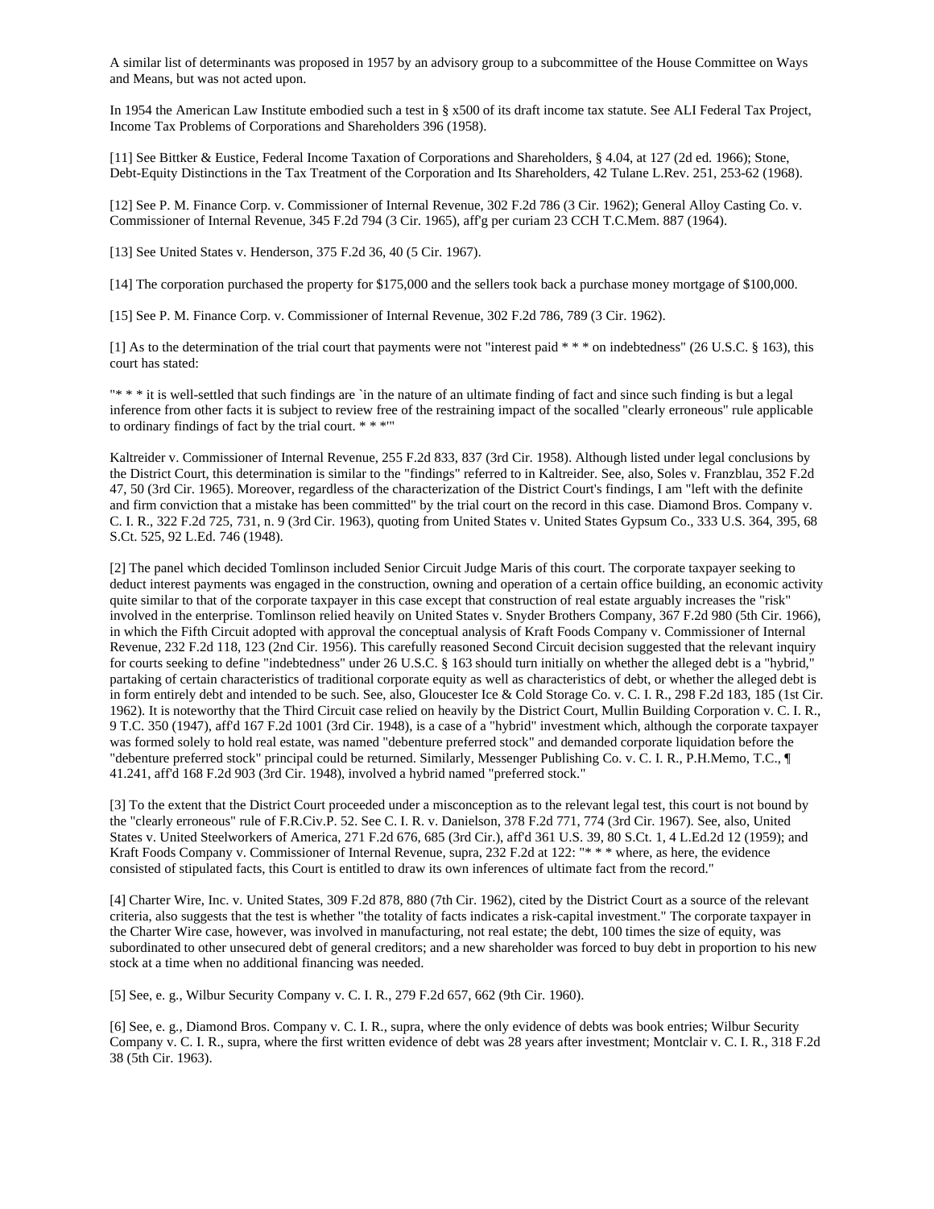A similar list of determinants was proposed in 1957 by an advisory group to a subcommittee of the House Committee on Ways and Means, but was not acted upon.

In 1954 the American Law Institute embodied such a test in § x500 of its draft income tax statute. See ALI Federal Tax Project, Income Tax Problems of Corporations and Shareholders 396 (1958).

[11] See Bittker & Eustice, Federal Income Taxation of Corporations and Shareholders, § 4.04, at 127 (2d ed. 1966); Stone, Debt-Equity Distinctions in the Tax Treatment of the Corporation and Its Shareholders, 42 Tulane L.Rev. 251, 253-62 (1968).

[12] See P. M. Finance Corp. v. Commissioner of Internal Revenue, 302 F.2d 786 (3 Cir. 1962); General Alloy Casting Co. v. Commissioner of Internal Revenue, 345 F.2d 794 (3 Cir. 1965), aff'g per curiam 23 CCH T.C.Mem. 887 (1964).

[13] See United States v. Henderson, 375 F.2d 36, 40 (5 Cir. 1967).

[14] The corporation purchased the property for $175,000 and the sellers took back a purchase money mortgage of $100,000.

[15] See P. M. Finance Corp. v. Commissioner of Internal Revenue, 302 F.2d 786, 789 (3 Cir. 1962).

[1] As to the determination of the trial court that payments were not "interest paid * * * on indebtedness" (26 U.S.C. § 163), this court has stated:

"* * * it is well-settled that such findings are `in the nature of an ultimate finding of fact and since such finding is but a legal inference from other facts it is subject to review free of the restraining impact of the socalled "clearly erroneous" rule applicable to ordinary findings of fact by the trial court. * * *'"

Kaltreider v. Commissioner of Internal Revenue, 255 F.2d 833, 837 (3rd Cir. 1958). Although listed under legal conclusions by the District Court, this determination is similar to the "findings" referred to in Kaltreider. See, also, Soles v. Franzblau, 352 F.2d 47, 50 (3rd Cir. 1965). Moreover, regardless of the characterization of the District Court's findings, I am "left with the definite and firm conviction that a mistake has been committed" by the trial court on the record in this case. Diamond Bros. Company v. C. I. R., 322 F.2d 725, 731, n. 9 (3rd Cir. 1963), quoting from United States v. United States Gypsum Co., 333 U.S. 364, 395, 68 S.Ct. 525, 92 L.Ed. 746 (1948).

[2] The panel which decided Tomlinson included Senior Circuit Judge Maris of this court. The corporate taxpayer seeking to deduct interest payments was engaged in the construction, owning and operation of a certain office building, an economic activity quite similar to that of the corporate taxpayer in this case except that construction of real estate arguably increases the "risk" involved in the enterprise. Tomlinson relied heavily on United States v. Snyder Brothers Company, 367 F.2d 980 (5th Cir. 1966), in which the Fifth Circuit adopted with approval the conceptual analysis of Kraft Foods Company v. Commissioner of Internal Revenue, 232 F.2d 118, 123 (2nd Cir. 1956). This carefully reasoned Second Circuit decision suggested that the relevant inquiry for courts seeking to define "indebtedness" under 26 U.S.C. § 163 should turn initially on whether the alleged debt is a "hybrid," partaking of certain characteristics of traditional corporate equity as well as characteristics of debt, or whether the alleged debt is in form entirely debt and intended to be such. See, also, Gloucester Ice & Cold Storage Co. v. C. I. R., 298 F.2d 183, 185 (1st Cir. 1962). It is noteworthy that the Third Circuit case relied on heavily by the District Court, Mullin Building Corporation v. C. I. R., 9 T.C. 350 (1947), aff'd 167 F.2d 1001 (3rd Cir. 1948), is a case of a "hybrid" investment which, although the corporate taxpayer was formed solely to hold real estate, was named "debenture preferred stock" and demanded corporate liquidation before the "debenture preferred stock" principal could be returned. Similarly, Messenger Publishing Co. v. C. I. R., P.H.Memo, T.C., ¶ 41.241, aff'd 168 F.2d 903 (3rd Cir. 1948), involved a hybrid named "preferred stock."

[3] To the extent that the District Court proceeded under a misconception as to the relevant legal test, this court is not bound by the "clearly erroneous" rule of F.R.Civ.P. 52. See C. I. R. v. Danielson, 378 F.2d 771, 774 (3rd Cir. 1967). See, also, United States v. United Steelworkers of America, 271 F.2d 676, 685 (3rd Cir.), aff'd 361 U.S. 39, 80 S.Ct. 1, 4 L.Ed.2d 12 (1959); and Kraft Foods Company v. Commissioner of Internal Revenue, supra, 232 F.2d at 122: "* * * where, as here, the evidence consisted of stipulated facts, this Court is entitled to draw its own inferences of ultimate fact from the record."

[4] Charter Wire, Inc. v. United States, 309 F.2d 878, 880 (7th Cir. 1962), cited by the District Court as a source of the relevant criteria, also suggests that the test is whether "the totality of facts indicates a risk-capital investment." The corporate taxpayer in the Charter Wire case, however, was involved in manufacturing, not real estate; the debt, 100 times the size of equity, was subordinated to other unsecured debt of general creditors; and a new shareholder was forced to buy debt in proportion to his new stock at a time when no additional financing was needed.

[5] See, e. g., Wilbur Security Company v. C. I. R., 279 F.2d 657, 662 (9th Cir. 1960).

[6] See, e. g., Diamond Bros. Company v. C. I. R., supra, where the only evidence of debts was book entries; Wilbur Security Company v. C. I. R., supra, where the first written evidence of debt was 28 years after investment; Montclair v. C. I. R., 318 F.2d 38 (5th Cir. 1963).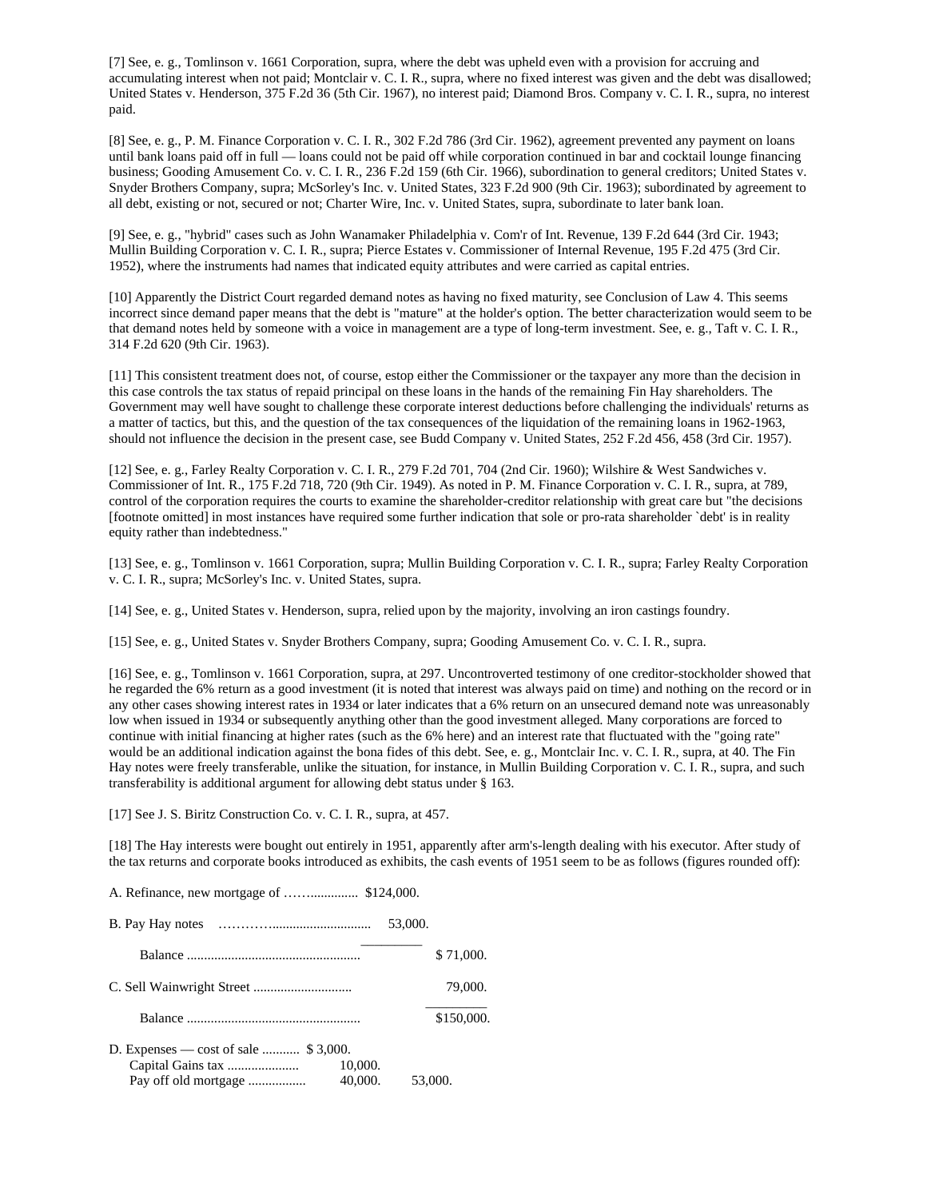[7] See, e. g., Tomlinson v. 1661 Corporation, supra, where the debt was upheld even with a provision for accruing and accumulating interest when not paid; Montclair v. C. I. R., supra, where no fixed interest was given and the debt was disallowed; United States v. Henderson, 375 F.2d 36 (5th Cir. 1967), no interest paid; Diamond Bros. Company v. C. I. R., supra, no interest paid.

[8] See, e. g., P. M. Finance Corporation v. C. I. R., 302 F.2d 786 (3rd Cir. 1962), agreement prevented any payment on loans until bank loans paid off in full — loans could not be paid off while corporation continued in bar and cocktail lounge financing business; Gooding Amusement Co. v. C. I. R., 236 F.2d 159 (6th Cir. 1966), subordination to general creditors; United States v. Snyder Brothers Company, supra; McSorley's Inc. v. United States, 323 F.2d 900 (9th Cir. 1963); subordinated by agreement to all debt, existing or not, secured or not; Charter Wire, Inc. v. United States, supra, subordinate to later bank loan.

[9] See, e. g., "hybrid" cases such as John Wanamaker Philadelphia v. Com'r of Int. Revenue, 139 F.2d 644 (3rd Cir. 1943; Mullin Building Corporation v. C. I. R., supra; Pierce Estates v. Commissioner of Internal Revenue, 195 F.2d 475 (3rd Cir. 1952), where the instruments had names that indicated equity attributes and were carried as capital entries.

[10] Apparently the District Court regarded demand notes as having no fixed maturity, see Conclusion of Law 4. This seems incorrect since demand paper means that the debt is "mature" at the holder's option. The better characterization would seem to be that demand notes held by someone with a voice in management are a type of long-term investment. See, e. g., Taft v. C. I. R., 314 F.2d 620 (9th Cir. 1963).

[11] This consistent treatment does not, of course, estop either the Commissioner or the taxpayer any more than the decision in this case controls the tax status of repaid principal on these loans in the hands of the remaining Fin Hay shareholders. The Government may well have sought to challenge these corporate interest deductions before challenging the individuals' returns as a matter of tactics, but this, and the question of the tax consequences of the liquidation of the remaining loans in 1962-1963, should not influence the decision in the present case, see Budd Company v. United States, 252 F.2d 456, 458 (3rd Cir. 1957).

[12] See, e. g., Farley Realty Corporation v. C. I. R., 279 F.2d 701, 704 (2nd Cir. 1960); Wilshire & West Sandwiches v. Commissioner of Int. R., 175 F.2d 718, 720 (9th Cir. 1949). As noted in P. M. Finance Corporation v. C. I. R., supra, at 789, control of the corporation requires the courts to examine the shareholder-creditor relationship with great care but "the decisions [footnote omitted] in most instances have required some further indication that sole or pro-rata shareholder `debt' is in reality equity rather than indebtedness."

[13] See, e. g., Tomlinson v. 1661 Corporation, supra; Mullin Building Corporation v. C. I. R., supra; Farley Realty Corporation v. C. I. R., supra; McSorley's Inc. v. United States, supra.

[14] See, e. g., United States v. Henderson, supra, relied upon by the majority, involving an iron castings foundry.

[15] See, e. g., United States v. Snyder Brothers Company, supra; Gooding Amusement Co. v. C. I. R., supra.

[16] See, e. g., Tomlinson v. 1661 Corporation, supra, at 297. Uncontroverted testimony of one creditor-stockholder showed that he regarded the 6% return as a good investment (it is noted that interest was always paid on time) and nothing on the record or in any other cases showing interest rates in 1934 or later indicates that a 6% return on an unsecured demand note was unreasonably low when issued in 1934 or subsequently anything other than the good investment alleged. Many corporations are forced to continue with initial financing at higher rates (such as the 6% here) and an interest rate that fluctuated with the "going rate" would be an additional indication against the bona fides of this debt. See, e. g., Montclair Inc. v. C. I. R., supra, at 40. The Fin Hay notes were freely transferable, unlike the situation, for instance, in Mullin Building Corporation v. C. I. R., supra, and such transferability is additional argument for allowing debt status under § 163.

[17] See J. S. Biritz Construction Co. v. C. I. R., supra, at 457.

[18] The Hay interests were bought out entirely in 1951, apparently after arm's-length dealing with his executor. After study of the tax returns and corporate books introduced as exhibits, the cash events of 1951 seem to be as follows (figures rounded off):

| | | | |
|---|---|---|---|
| A. Refinance, new mortgage of | $124,000. | | |
| B. Pay Hay notes | 53,000. | | |
| Balance | | | $ 71,000. |
| C. Sell Wainwright Street | | | 79,000. |
| Balance | | | $150,000. |
| D. Expenses — cost of sale | $ 3,000. | | |
| Capital Gains tax | 10,000. | | |
| Pay off old mortgage | 40,000. | 53,000. | |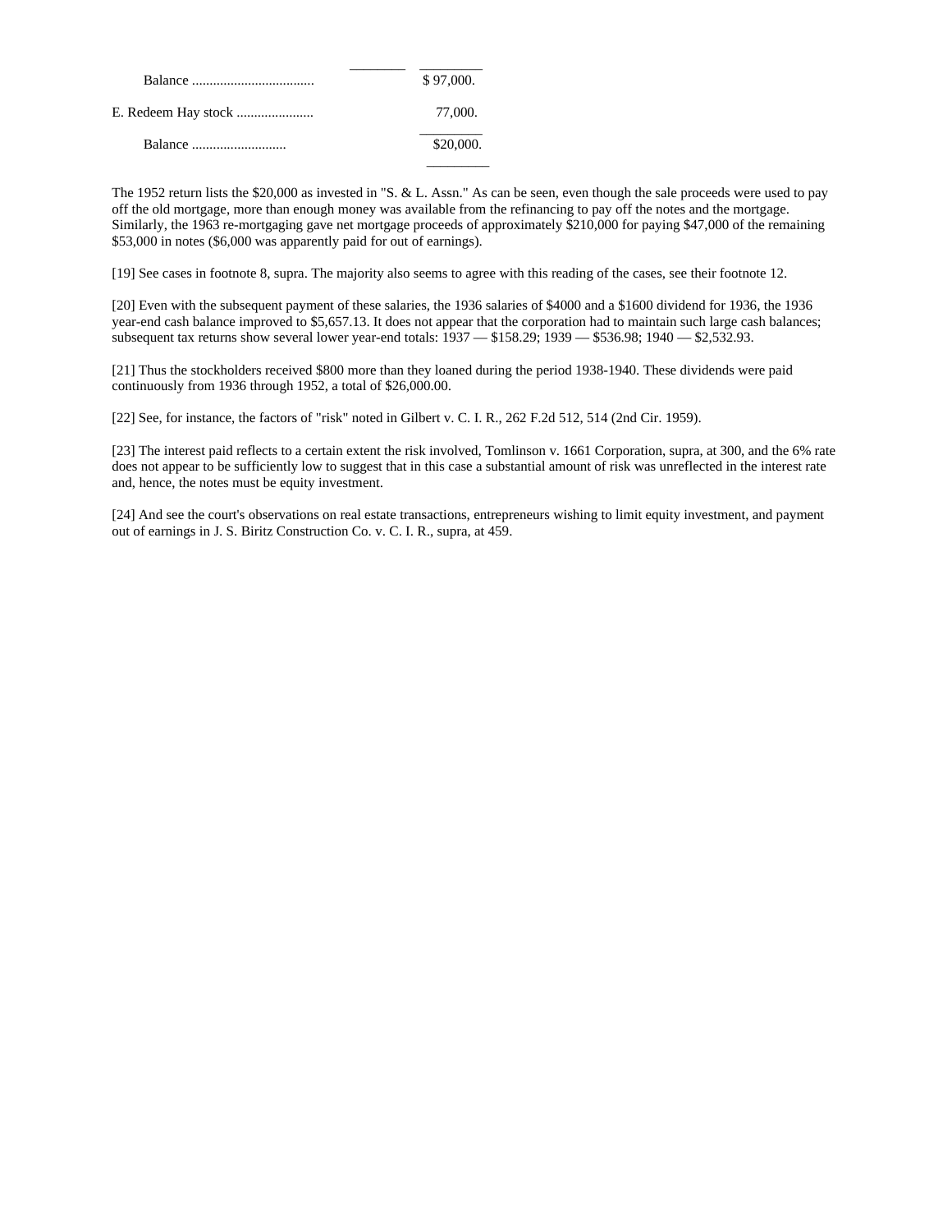| | | |
|---|---|---|
| Balance .................................. | | $ 97,000. |
| E. Redeem Hay stock ...................... | | 77,000. |
| Balance ........................... | | $20,000. |

The 1952 return lists the $20,000 as invested in "S. & L. Assn." As can be seen, even though the sale proceeds were used to pay off the old mortgage, more than enough money was available from the refinancing to pay off the notes and the mortgage. Similarly, the 1963 re-mortgaging gave net mortgage proceeds of approximately $210,000 for paying $47,000 of the remaining $53,000 in notes ($6,000 was apparently paid for out of earnings).

[19] See cases in footnote 8, supra. The majority also seems to agree with this reading of the cases, see their footnote 12.

[20] Even with the subsequent payment of these salaries, the 1936 salaries of $4000 and a $1600 dividend for 1936, the 1936 year-end cash balance improved to $5,657.13. It does not appear that the corporation had to maintain such large cash balances; subsequent tax returns show several lower year-end totals: 1937 — $158.29; 1939 — $536.98; 1940 — $2,532.93.

[21] Thus the stockholders received $800 more than they loaned during the period 1938-1940. These dividends were paid continuously from 1936 through 1952, a total of $26,000.00.

[22] See, for instance, the factors of "risk" noted in Gilbert v. C. I. R., 262 F.2d 512, 514 (2nd Cir. 1959).

[23] The interest paid reflects to a certain extent the risk involved, Tomlinson v. 1661 Corporation, supra, at 300, and the 6% rate does not appear to be sufficiently low to suggest that in this case a substantial amount of risk was unreflected in the interest rate and, hence, the notes must be equity investment.

[24] And see the court's observations on real estate transactions, entrepreneurs wishing to limit equity investment, and payment out of earnings in J. S. Biritz Construction Co. v. C. I. R., supra, at 459.